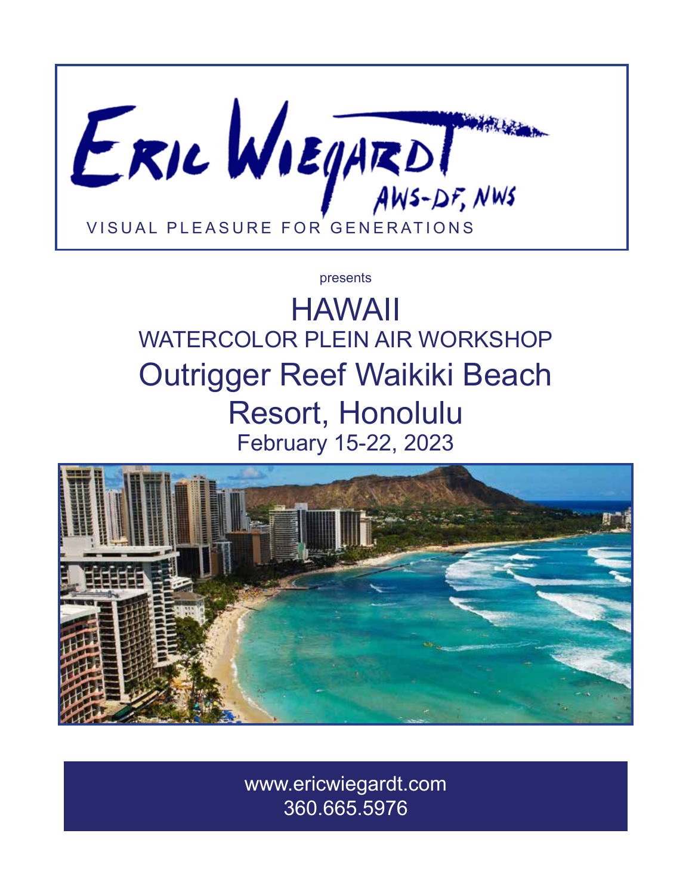# Eric Wiegardt AWS-DF, NWS

VISUAL PLEASURE FOR GENERATIONS

presents

# HAWAII

## WATERCOLOR PLEIN AIR WORKSHOP

## Outrigger Reef Waikiki Beach Resort, Honolulu

February 15-22, 2023

www.ericwiegardt.com
360.665.5976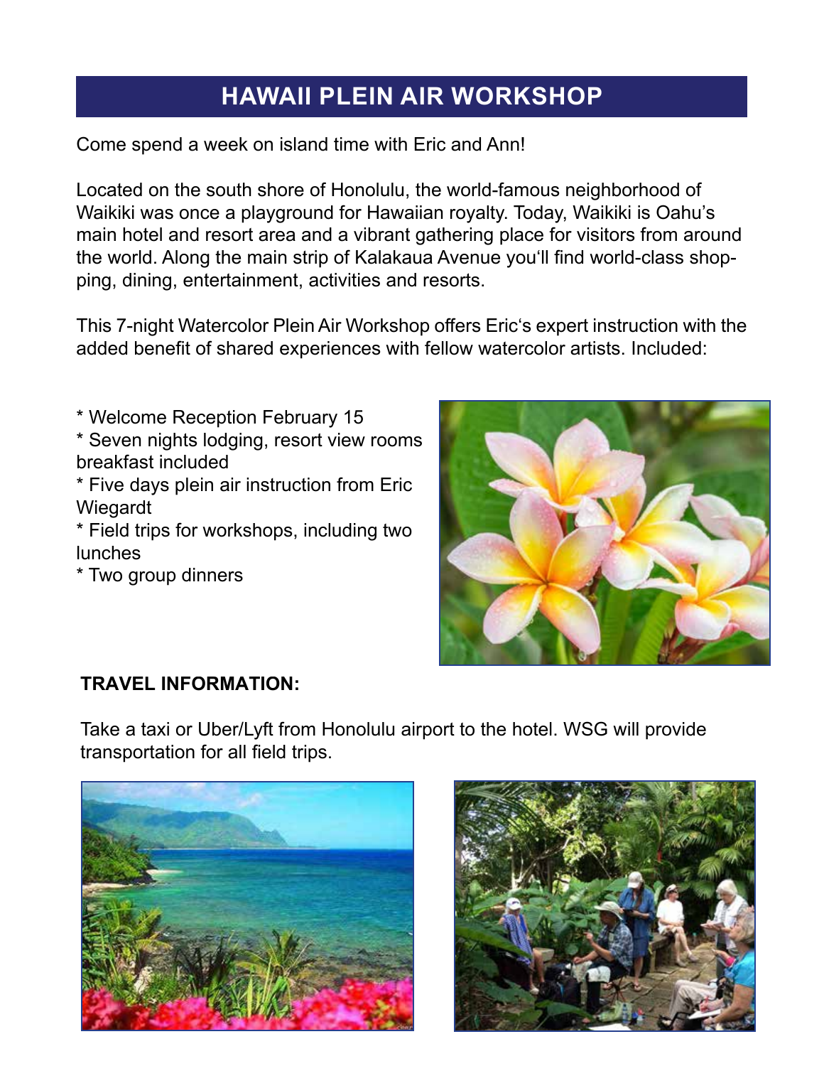# HAWAII PLEIN AIR WORKSHOP

Come spend a week on island time with Eric and Ann!

Located on the south shore of Honolulu, the world-famous neighborhood of Waikiki was once a playground for Hawaiian royalty. Today, Waikiki is Oahu's main hotel and resort area and a vibrant gathering place for visitors from around the world. Along the main strip of Kalakaua Avenue you'll find world-class shopping, dining, entertainment, activities and resorts.

This 7-night Watercolor Plein Air Workshop offers Eric's expert instruction with the added benefit of shared experiences with fellow watercolor artists. Included:

* Welcome Reception February 15
* Seven nights lodging, resort view rooms breakfast included
* Five days plein air instruction from Eric Wiegardt
* Field trips for workshops, including two lunches
* Two group dinners

**TRAVEL INFORMATION:**

Take a taxi or Uber/Lyft from Honolulu airport to the hotel. WSG will provide transportation for all field trips.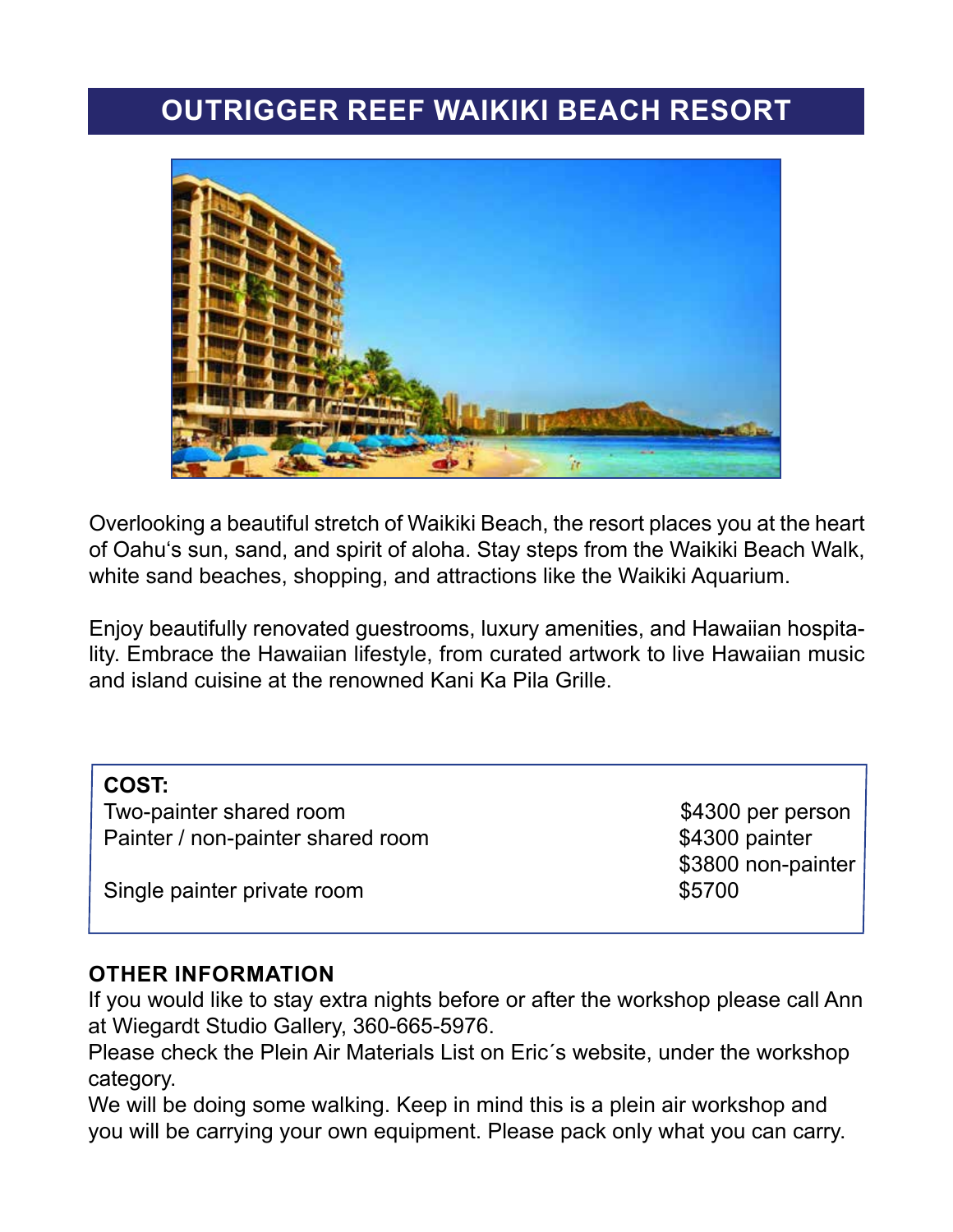# OUTRIGGER REEF WAIKIKI BEACH RESORT

Overlooking a beautiful stretch of Waikiki Beach, the resort places you at the heart of Oahu's sun, sand, and spirit of aloha. Stay steps from the Waikiki Beach Walk, white sand beaches, shopping, and attractions like the Waikiki Aquarium.

Enjoy beautifully renovated guestrooms, luxury amenities, and Hawaiian hospitality. Embrace the Hawaiian lifestyle, from curated artwork to live Hawaiian music and island cuisine at the renowned Kani Ka Pila Grille.

**COST:**

| | |
|---|---|
| Two-painter shared room | $4300 per person |
| Painter / non-painter shared room | $4300 painter<br>$3800 non-painter |
| Single painter private room | $5700 |

**OTHER INFORMATION**

If you would like to stay extra nights before or after the workshop please call Ann at Wiegardt Studio Gallery, 360-665-5976.

Please check the Plein Air Materials List on Eric´s website, under the workshop category.

We will be doing some walking. Keep in mind this is a plein air workshop and you will be carrying your own equipment. Please pack only what you can carry.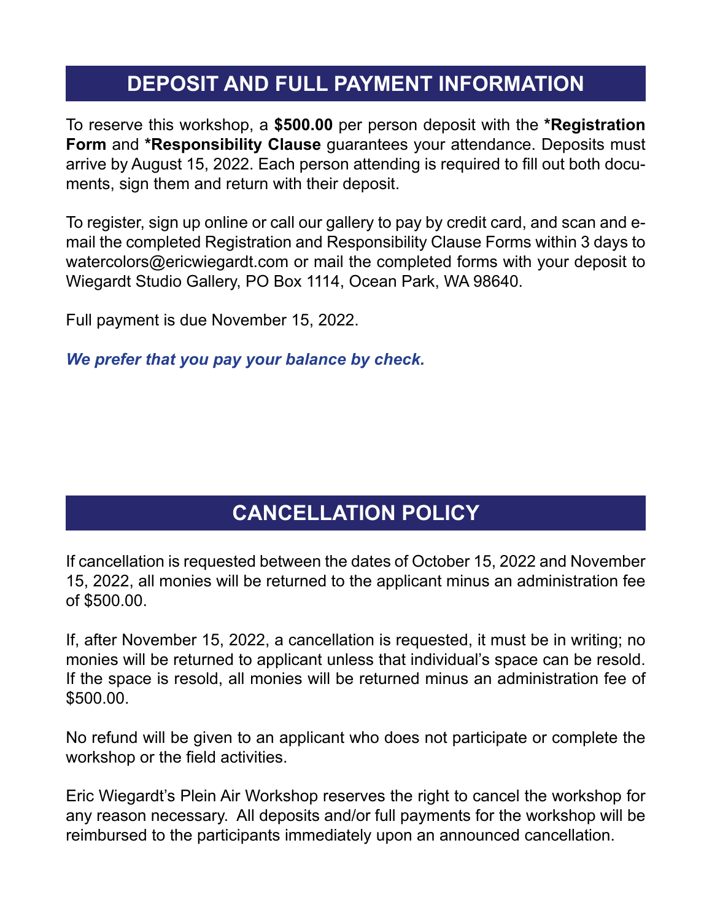## DEPOSIT AND FULL PAYMENT INFORMATION

To reserve this workshop, a **$500.00** per person deposit with the ***Registration Form** and ***Responsibility Clause** guarantees your attendance. Deposits must arrive by August 15, 2022. Each person attending is required to fill out both documents, sign them and return with their deposit.

To register, sign up online or call our gallery to pay by credit card, and scan and e-mail the completed Registration and Responsibility Clause Forms within 3 days to watercolors@ericwiegardt.com or mail the completed forms with your deposit to Wiegardt Studio Gallery, PO Box 1114, Ocean Park, WA 98640.

Full payment is due November 15, 2022.

***We prefer that you pay your balance by check.***

## CANCELLATION POLICY

If cancellation is requested between the dates of October 15, 2022 and November 15, 2022, all monies will be returned to the applicant minus an administration fee of $500.00.

If, after November 15, 2022, a cancellation is requested, it must be in writing; no monies will be returned to applicant unless that individual's space can be resold. If the space is resold, all monies will be returned minus an administration fee of $500.00.

No refund will be given to an applicant who does not participate or complete the workshop or the field activities.

Eric Wiegardt's Plein Air Workshop reserves the right to cancel the workshop for any reason necessary. All deposits and/or full payments for the workshop will be reimbursed to the participants immediately upon an announced cancellation.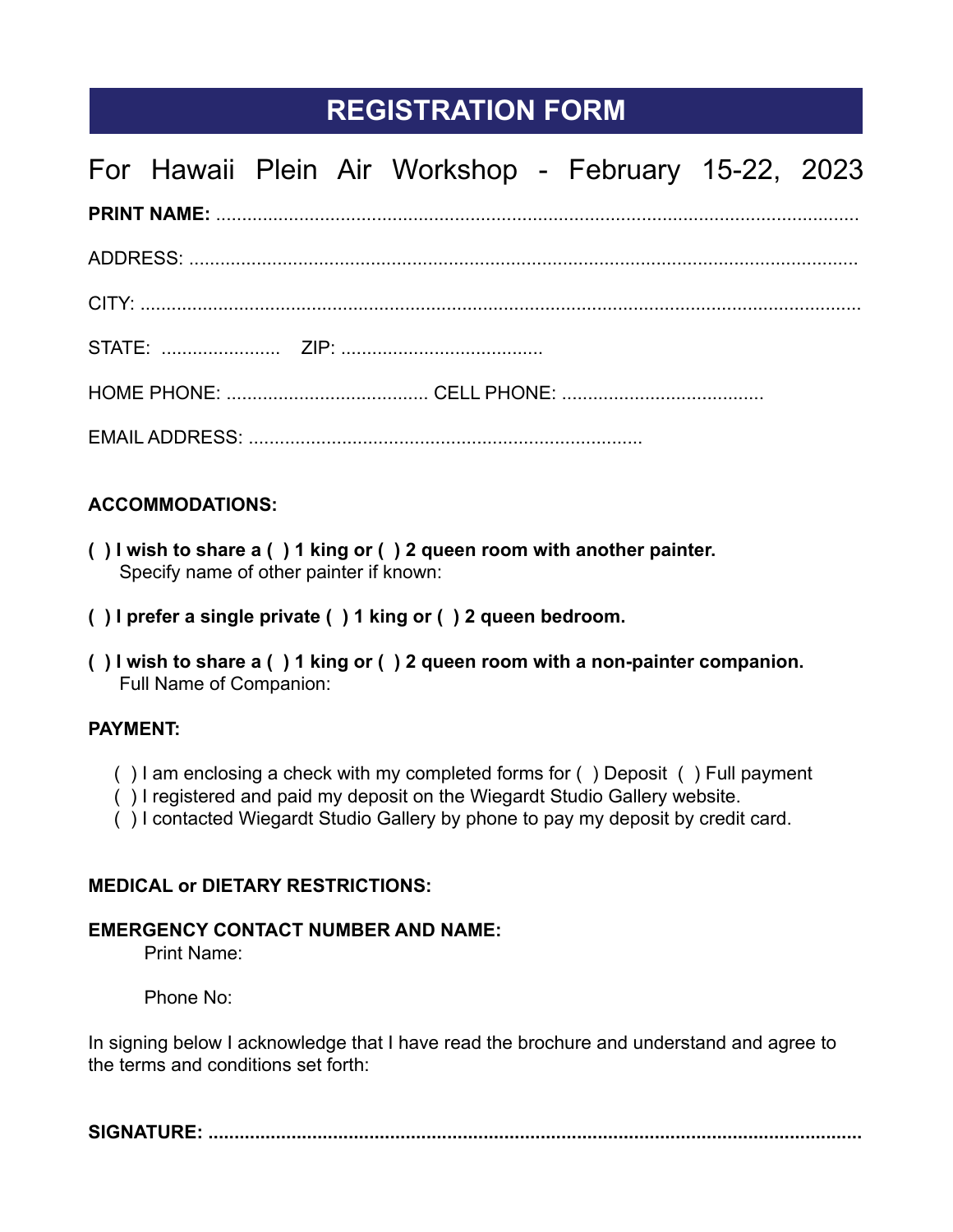# REGISTRATION FORM

## For Hawaii Plein Air Workshop - February 15-22, 2023

**PRINT NAME:** ..........................................................................................................................

ADDRESS: ..........................................................................................................................

CITY: ..........................................................................................................................

STATE: ....................... ZIP: ......................................

HOME PHONE: ...................................... CELL PHONE: ......................................

EMAIL ADDRESS: ..........................................................................

**ACCOMMODATIONS:**

**( ) I wish to share a ( ) 1 king or ( ) 2 queen room with another painter.**
Specify name of other painter if known:

**( ) I prefer a single private ( ) 1 king or ( ) 2 queen bedroom.**

**( ) I wish to share a ( ) 1 king or ( ) 2 queen room with a non-painter companion.**
Full Name of Companion:

**PAYMENT:**

( ) I am enclosing a check with my completed forms for ( ) Deposit ( ) Full payment
( ) I registered and paid my deposit on the Wiegardt Studio Gallery website.
( ) I contacted Wiegardt Studio Gallery by phone to pay my deposit by credit card.

**MEDICAL or DIETARY RESTRICTIONS:**

**EMERGENCY CONTACT NUMBER AND NAME:**
Print Name:

Phone No:

In signing below I acknowledge that I have read the brochure and understand and agree to the terms and conditions set forth:

**SIGNATURE: ..........................................................................................................................**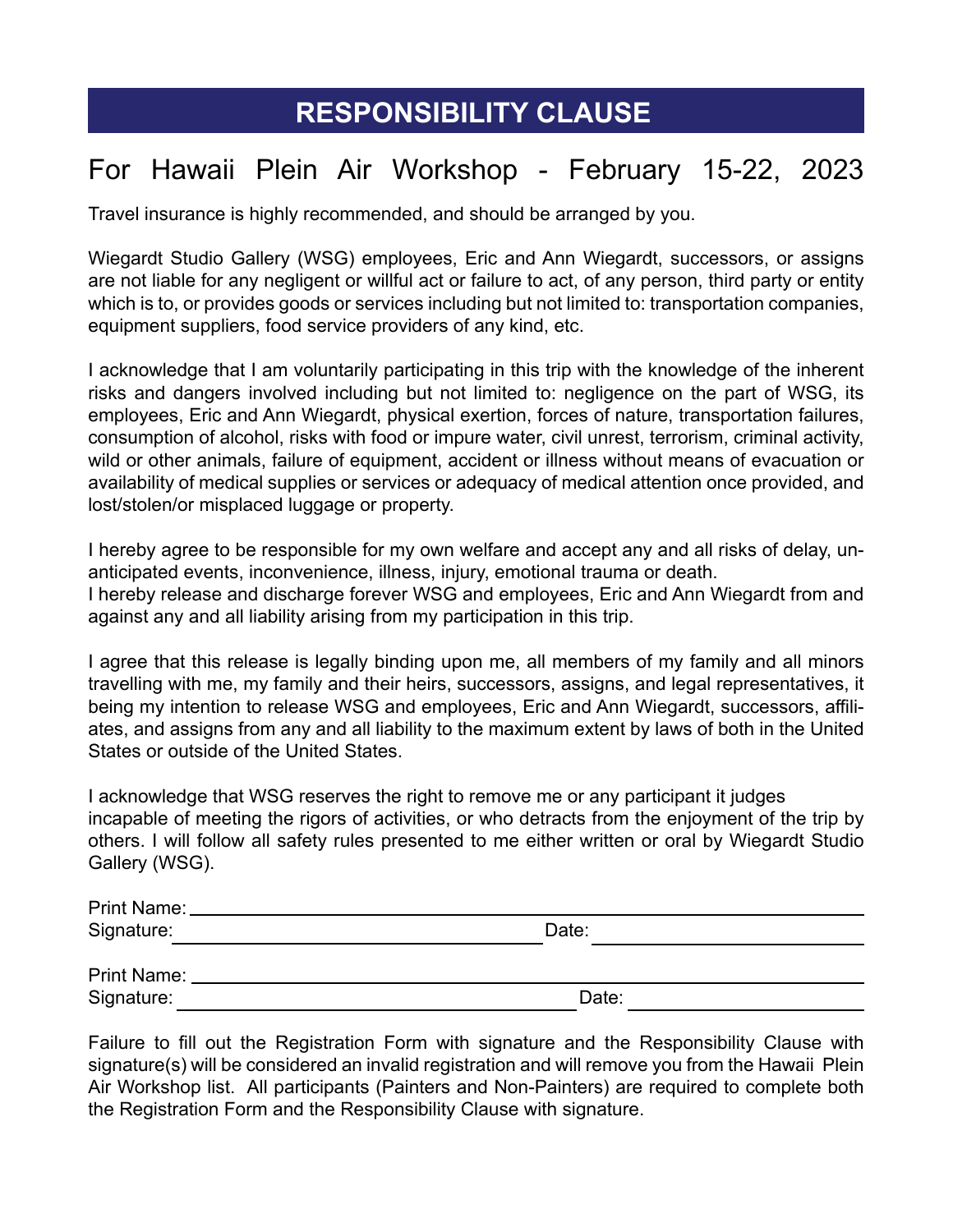# RESPONSIBILITY CLAUSE

## For Hawaii Plein Air Workshop - February 15-22, 2023

Travel insurance is highly recommended, and should be arranged by you.

Wiegardt Studio Gallery (WSG) employees, Eric and Ann Wiegardt, successors, or assigns are not liable for any negligent or willful act or failure to act, of any person, third party or entity which is to, or provides goods or services including but not limited to: transportation companies, equipment suppliers, food service providers of any kind, etc.

I acknowledge that I am voluntarily participating in this trip with the knowledge of the inherent risks and dangers involved including but not limited to: negligence on the part of WSG, its employees, Eric and Ann Wiegardt, physical exertion, forces of nature, transportation failures, consumption of alcohol, risks with food or impure water, civil unrest, terrorism, criminal activity, wild or other animals, failure of equipment, accident or illness without means of evacuation or availability of medical supplies or services or adequacy of medical attention once provided, and lost/stolen/or misplaced luggage or property.

I hereby agree to be responsible for my own welfare and accept any and all risks of delay, unanticipated events, inconvenience, illness, injury, emotional trauma or death.
I hereby release and discharge forever WSG and employees, Eric and Ann Wiegardt from and against any and all liability arising from my participation in this trip.

I agree that this release is legally binding upon me, all members of my family and all minors travelling with me, my family and their heirs, successors, assigns, and legal representatives, it being my intention to release WSG and employees, Eric and Ann Wiegardt, successors, affiliates, and assigns from any and all liability to the maximum extent by laws of both in the United States or outside of the United States.

I acknowledge that WSG reserves the right to remove me or any participant it judges incapable of meeting the rigors of activities, or who detracts from the enjoyment of the trip by others. I will follow all safety rules presented to me either written or oral by Wiegardt Studio Gallery (WSG).

Print Name: ______________________________________________

Signature: ____________________________ Date: ________________

Print Name: ______________________________________________

Signature: ____________________________ Date: ________________

Failure to fill out the Registration Form with signature and the Responsibility Clause with signature(s) will be considered an invalid registration and will remove you from the Hawaii Plein Air Workshop list. All participants (Painters and Non-Painters) are required to complete both the Registration Form and the Responsibility Clause with signature.